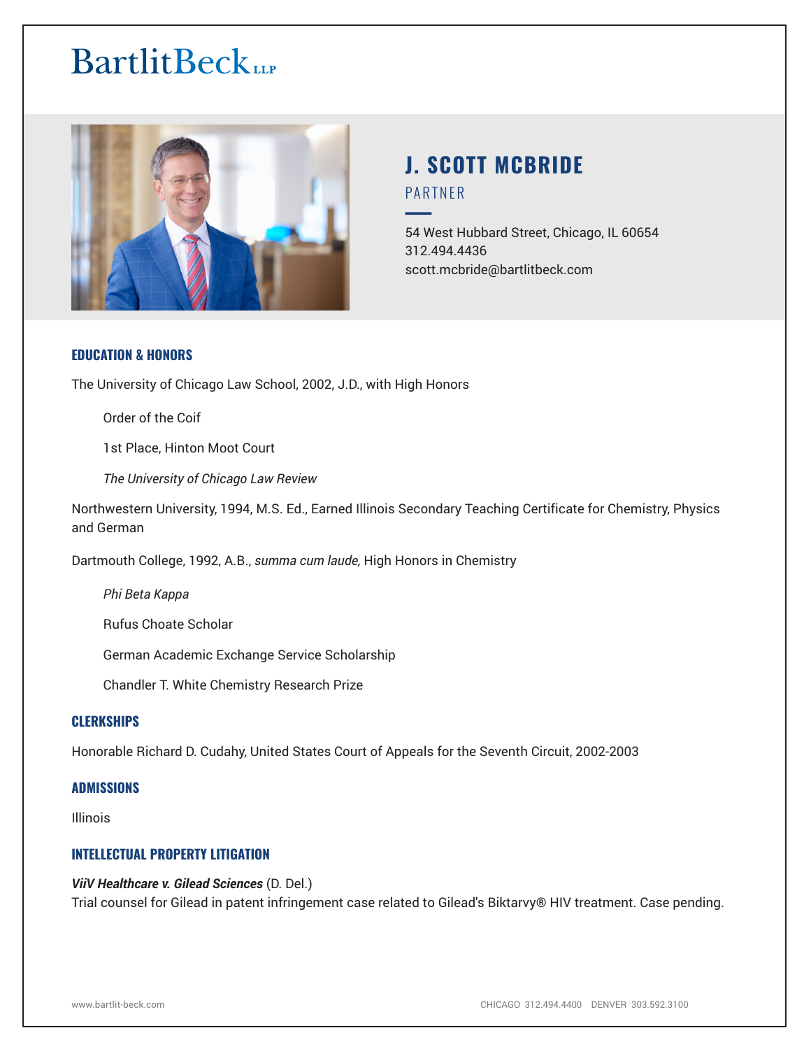# BartlitBeck LLP

## J. SCOTT MCBRIDE

PARTNER

54 West Hubbard Street, Chicago, IL 60654
312.494.4436
scott.mcbride@bartlitbeck.com

### EDUCATION & HONORS

The University of Chicago Law School, 2002, J.D., with High Honors

- Order of the Coif
- 1st Place, Hinton Moot Court
- *The University of Chicago Law Review*

Northwestern University, 1994, M.S. Ed., Earned Illinois Secondary Teaching Certificate for Chemistry, Physics and German

Dartmouth College, 1992, A.B., *summa cum laude,* High Honors in Chemistry

- *Phi Beta Kappa*
- Rufus Choate Scholar
- German Academic Exchange Service Scholarship
- Chandler T. White Chemistry Research Prize

### CLERKSHIPS

Honorable Richard D. Cudahy, United States Court of Appeals for the Seventh Circuit, 2002-2003

### ADMISSIONS

Illinois

### INTELLECTUAL PROPERTY LITIGATION

***ViiV Healthcare v. Gilead Sciences*** (D. Del.)
Trial counsel for Gilead in patent infringement case related to Gilead's Biktarvy® HIV treatment. Case pending.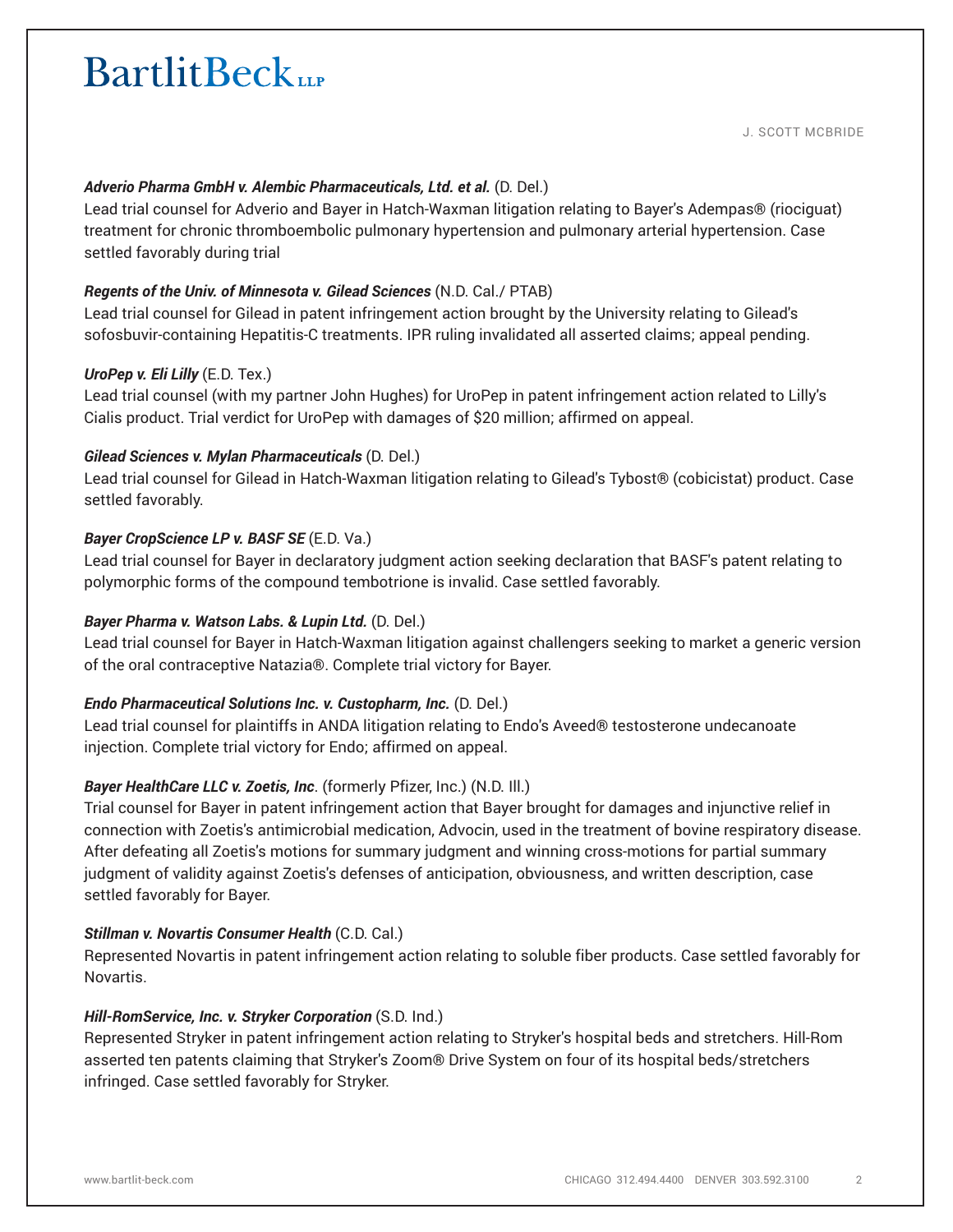***Adverio Pharma GmbH v. Alembic Pharmaceuticals, Ltd. et al.*** (D. Del.)
Lead trial counsel for Adverio and Bayer in Hatch-Waxman litigation relating to Bayer's Adempas® (riociguat) treatment for chronic thromboembolic pulmonary hypertension and pulmonary arterial hypertension. Case settled favorably during trial

***Regents of the Univ. of Minnesota v. Gilead Sciences*** (N.D. Cal./ PTAB)
Lead trial counsel for Gilead in patent infringement action brought by the University relating to Gilead's sofosbuvir-containing Hepatitis-C treatments. IPR ruling invalidated all asserted claims; appeal pending.

***UroPep v. Eli Lilly*** (E.D. Tex.)
Lead trial counsel (with my partner John Hughes) for UroPep in patent infringement action related to Lilly's Cialis product. Trial verdict for UroPep with damages of $20 million; affirmed on appeal.

***Gilead Sciences v. Mylan Pharmaceuticals*** (D. Del.)
Lead trial counsel for Gilead in Hatch-Waxman litigation relating to Gilead's Tybost® (cobicistat) product. Case settled favorably.

***Bayer CropScience LP v. BASF SE*** (E.D. Va.)
Lead trial counsel for Bayer in declaratory judgment action seeking declaration that BASF's patent relating to polymorphic forms of the compound tembotrione is invalid. Case settled favorably.

***Bayer Pharma v. Watson Labs. & Lupin Ltd.*** (D. Del.)
Lead trial counsel for Bayer in Hatch-Waxman litigation against challengers seeking to market a generic version of the oral contraceptive Natazia®. Complete trial victory for Bayer.

***Endo Pharmaceutical Solutions Inc. v. Custopharm, Inc.*** (D. Del.)
Lead trial counsel for plaintiffs in ANDA litigation relating to Endo's Aveed® testosterone undecanoate injection. Complete trial victory for Endo; affirmed on appeal.

***Bayer HealthCare LLC v. Zoetis, Inc***. (formerly Pfizer, Inc.) (N.D. Ill.)
Trial counsel for Bayer in patent infringement action that Bayer brought for damages and injunctive relief in connection with Zoetis's antimicrobial medication, Advocin, used in the treatment of bovine respiratory disease. After defeating all Zoetis's motions for summary judgment and winning cross-motions for partial summary judgment of validity against Zoetis's defenses of anticipation, obviousness, and written description, case settled favorably for Bayer.

***Stillman v. Novartis Consumer Health*** (C.D. Cal.)
Represented Novartis in patent infringement action relating to soluble fiber products. Case settled favorably for Novartis.

***Hill-RomService, Inc. v. Stryker Corporation*** (S.D. Ind.)
Represented Stryker in patent infringement action relating to Stryker's hospital beds and stretchers. Hill-Rom asserted ten patents claiming that Stryker's Zoom® Drive System on four of its hospital beds/stretchers infringed. Case settled favorably for Stryker.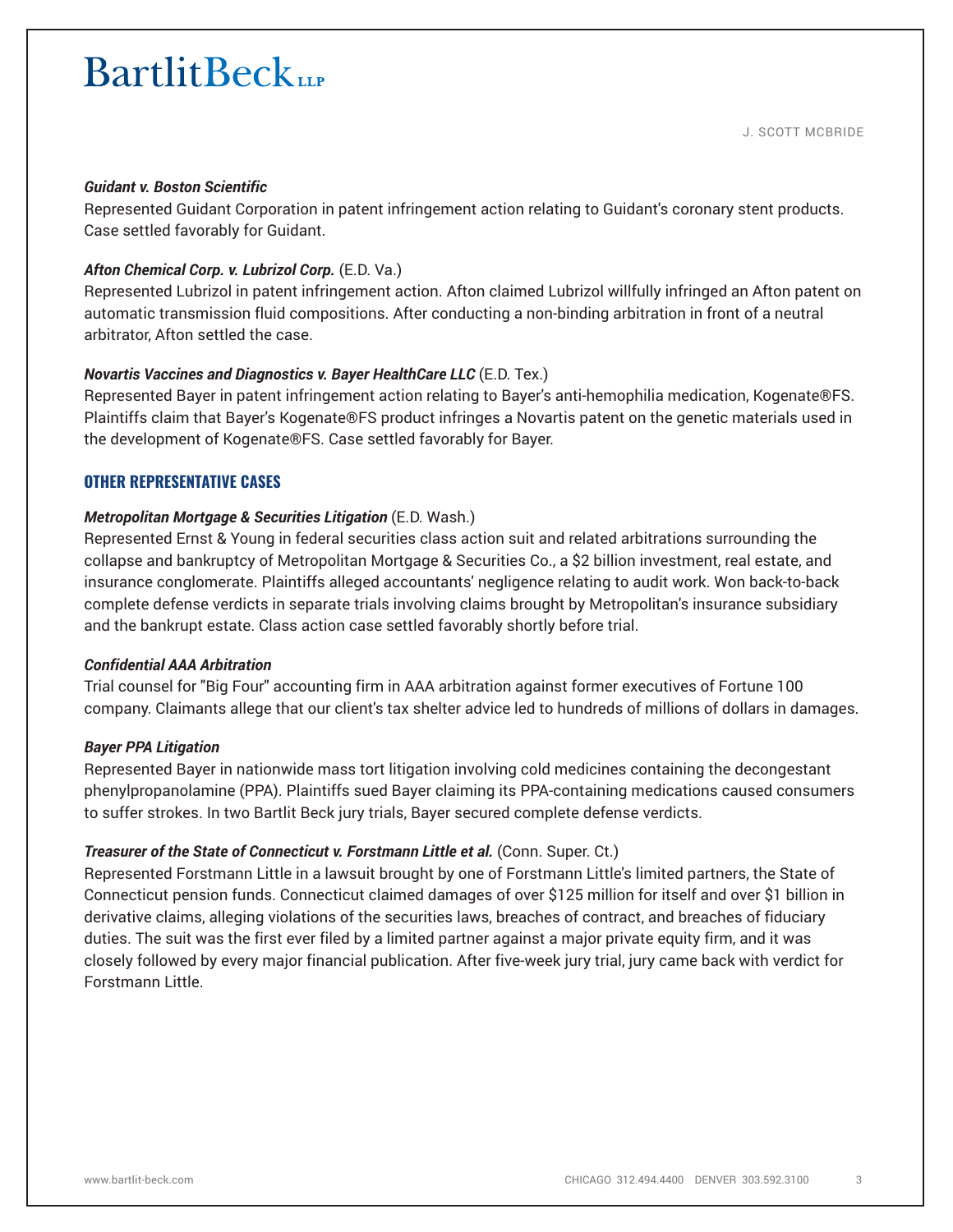***Guidant v. Boston Scientific***
Represented Guidant Corporation in patent infringement action relating to Guidant's coronary stent products. Case settled favorably for Guidant.

***Afton Chemical Corp. v. Lubrizol Corp.*** (E.D. Va.)
Represented Lubrizol in patent infringement action. Afton claimed Lubrizol willfully infringed an Afton patent on automatic transmission fluid compositions. After conducting a non-binding arbitration in front of a neutral arbitrator, Afton settled the case.

***Novartis Vaccines and Diagnostics v. Bayer HealthCare LLC*** (E.D. Tex.)
Represented Bayer in patent infringement action relating to Bayer's anti-hemophilia medication, Kogenate®FS. Plaintiffs claim that Bayer's Kogenate®FS product infringes a Novartis patent on the genetic materials used in the development of Kogenate®FS. Case settled favorably for Bayer.

## OTHER REPRESENTATIVE CASES

***Metropolitan Mortgage & Securities Litigation*** (E.D. Wash.)
Represented Ernst & Young in federal securities class action suit and related arbitrations surrounding the collapse and bankruptcy of Metropolitan Mortgage & Securities Co., a $2 billion investment, real estate, and insurance conglomerate. Plaintiffs alleged accountants' negligence relating to audit work. Won back-to-back complete defense verdicts in separate trials involving claims brought by Metropolitan's insurance subsidiary and the bankrupt estate. Class action case settled favorably shortly before trial.

***Confidential AAA Arbitration***
Trial counsel for "Big Four" accounting firm in AAA arbitration against former executives of Fortune 100 company. Claimants allege that our client's tax shelter advice led to hundreds of millions of dollars in damages.

***Bayer PPA Litigation***
Represented Bayer in nationwide mass tort litigation involving cold medicines containing the decongestant phenylpropanolamine (PPA). Plaintiffs sued Bayer claiming its PPA-containing medications caused consumers to suffer strokes. In two Bartlit Beck jury trials, Bayer secured complete defense verdicts.

***Treasurer of the State of Connecticut v. Forstmann Little et al.*** (Conn. Super. Ct.)
Represented Forstmann Little in a lawsuit brought by one of Forstmann Little's limited partners, the State of Connecticut pension funds. Connecticut claimed damages of over $125 million for itself and over $1 billion in derivative claims, alleging violations of the securities laws, breaches of contract, and breaches of fiduciary duties. The suit was the first ever filed by a limited partner against a major private equity firm, and it was closely followed by every major financial publication. After five-week jury trial, jury came back with verdict for Forstmann Little.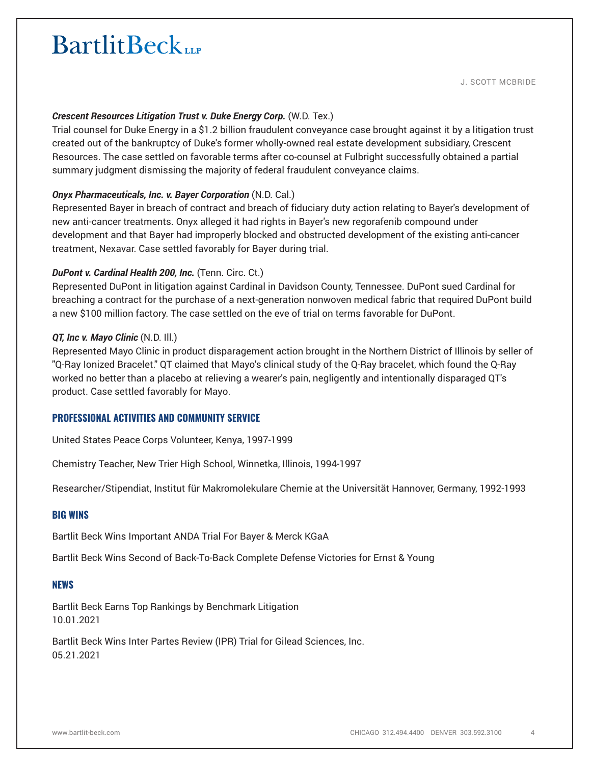***Crescent Resources Litigation Trust v. Duke Energy Corp.*** (W.D. Tex.)
Trial counsel for Duke Energy in a $1.2 billion fraudulent conveyance case brought against it by a litigation trust created out of the bankruptcy of Duke's former wholly-owned real estate development subsidiary, Crescent Resources. The case settled on favorable terms after co-counsel at Fulbright successfully obtained a partial summary judgment dismissing the majority of federal fraudulent conveyance claims.

***Onyx Pharmaceuticals, Inc. v. Bayer Corporation*** (N.D. Cal.)
Represented Bayer in breach of contract and breach of fiduciary duty action relating to Bayer's development of new anti-cancer treatments. Onyx alleged it had rights in Bayer's new regorafenib compound under development and that Bayer had improperly blocked and obstructed development of the existing anti-cancer treatment, Nexavar. Case settled favorably for Bayer during trial.

***DuPont v. Cardinal Health 200, Inc.*** (Tenn. Circ. Ct.)
Represented DuPont in litigation against Cardinal in Davidson County, Tennessee. DuPont sued Cardinal for breaching a contract for the purchase of a next-generation nonwoven medical fabric that required DuPont build a new $100 million factory. The case settled on the eve of trial on terms favorable for DuPont.

***QT, Inc v. Mayo Clinic*** (N.D. Ill.)
Represented Mayo Clinic in product disparagement action brought in the Northern District of Illinois by seller of "Q-Ray Ionized Bracelet." QT claimed that Mayo's clinical study of the Q-Ray bracelet, which found the Q-Ray worked no better than a placebo at relieving a wearer's pain, negligently and intentionally disparaged QT's product. Case settled favorably for Mayo.

## PROFESSIONAL ACTIVITIES AND COMMUNITY SERVICE

United States Peace Corps Volunteer, Kenya, 1997-1999

Chemistry Teacher, New Trier High School, Winnetka, Illinois, 1994-1997

Researcher/Stipendiat, Institut für Makromolekulare Chemie at the Universität Hannover, Germany, 1992-1993

## BIG WINS

Bartlit Beck Wins Important ANDA Trial For Bayer & Merck KGaA

Bartlit Beck Wins Second of Back-To-Back Complete Defense Victories for Ernst & Young

## NEWS

Bartlit Beck Earns Top Rankings by Benchmark Litigation
10.01.2021

Bartlit Beck Wins Inter Partes Review (IPR) Trial for Gilead Sciences, Inc.
05.21.2021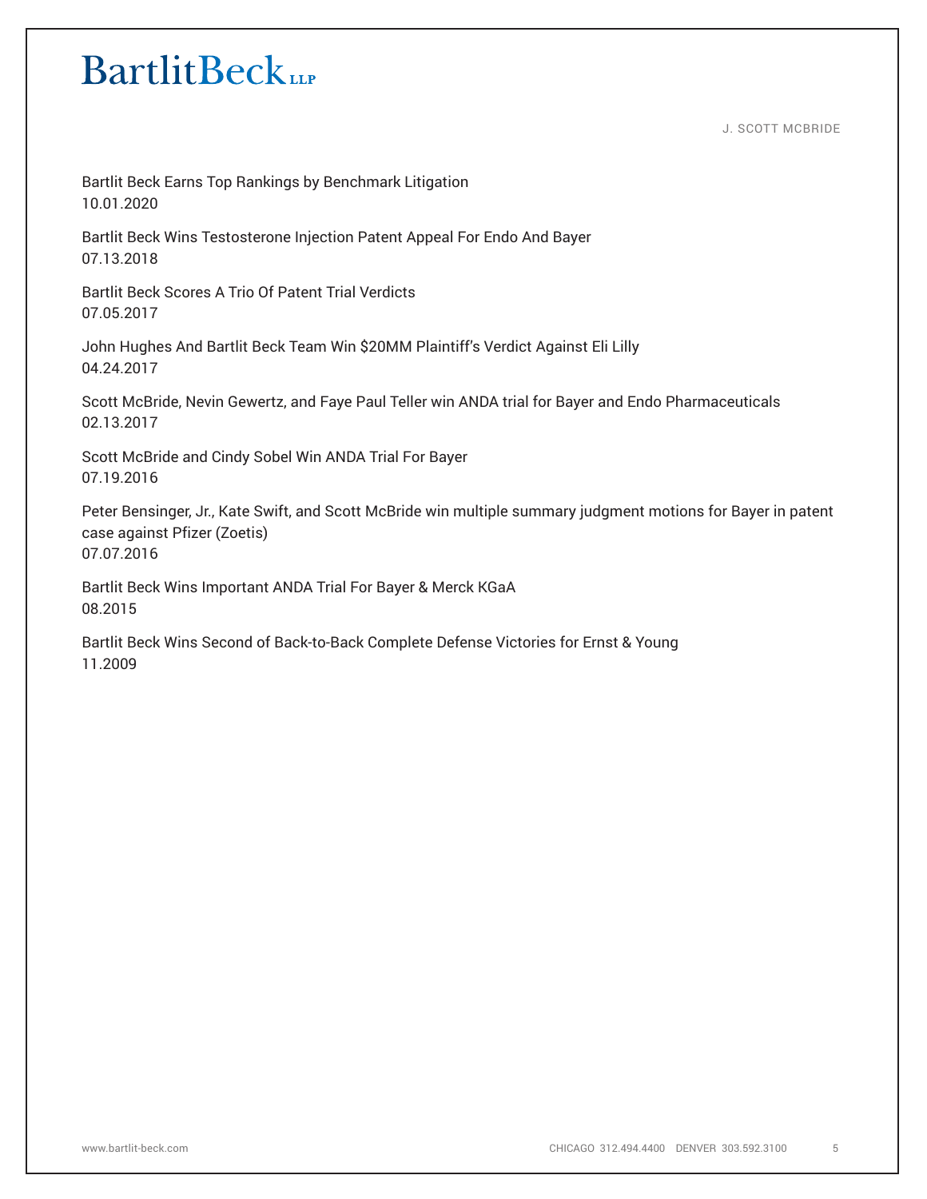Bartlit Beck Earns Top Rankings by Benchmark Litigation
10.01.2020

Bartlit Beck Wins Testosterone Injection Patent Appeal For Endo And Bayer
07.13.2018

Bartlit Beck Scores A Trio Of Patent Trial Verdicts
07.05.2017

John Hughes And Bartlit Beck Team Win $20MM Plaintiff's Verdict Against Eli Lilly
04.24.2017

Scott McBride, Nevin Gewertz, and Faye Paul Teller win ANDA trial for Bayer and Endo Pharmaceuticals
02.13.2017

Scott McBride and Cindy Sobel Win ANDA Trial For Bayer
07.19.2016

Peter Bensinger, Jr., Kate Swift, and Scott McBride win multiple summary judgment motions for Bayer in patent case against Pfizer (Zoetis)
07.07.2016

Bartlit Beck Wins Important ANDA Trial For Bayer & Merck KGaA
08.2015

Bartlit Beck Wins Second of Back-to-Back Complete Defense Victories for Ernst & Young
11.2009